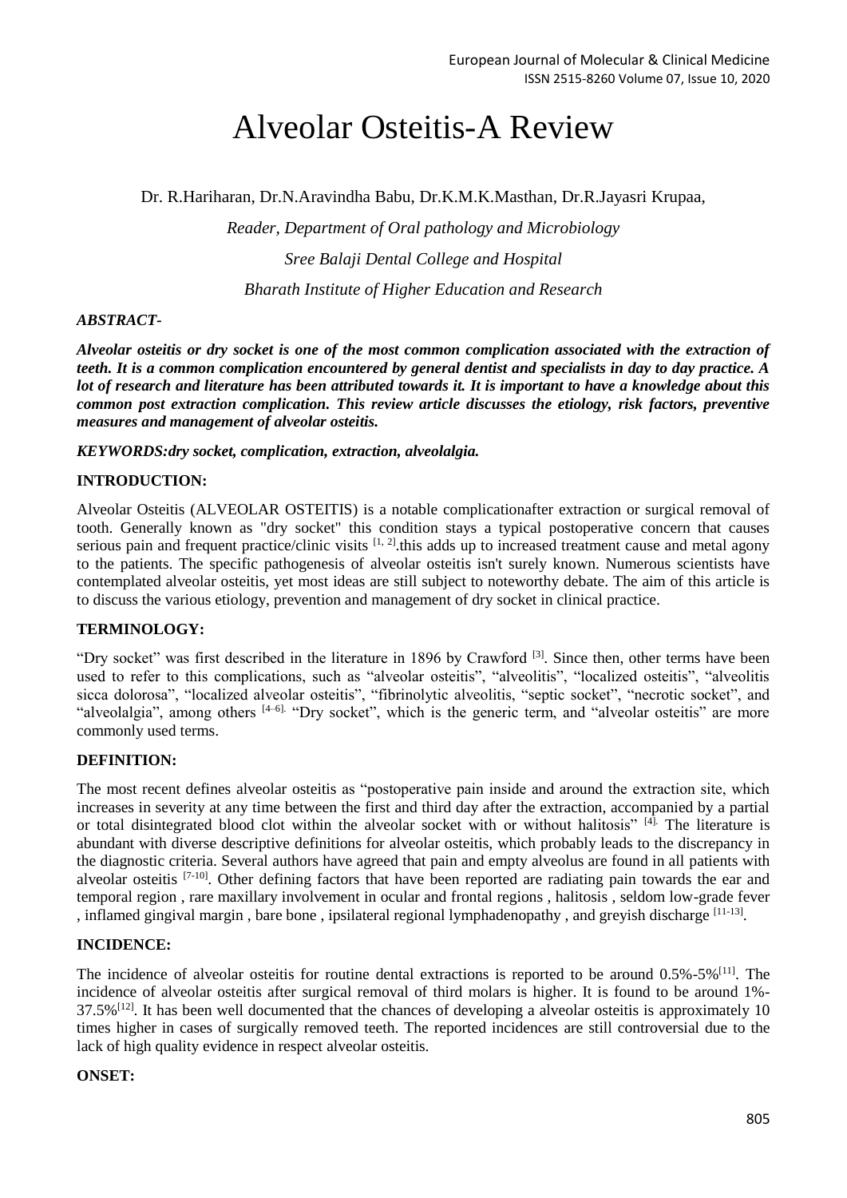# Alveolar Osteitis-A Review

Dr. R.Hariharan, Dr.N.Aravindha Babu, Dr.K.M.K.Masthan, Dr.R.Jayasri Krupaa,

*Reader, Department of Oral pathology and Microbiology*

*Sree Balaji Dental College and Hospital*

*Bharath Institute of Higher Education and Research*

***ABSTRACT-***

***Alveolar osteitis or dry socket is one of the most common complication associated with the extraction of teeth. It is a common complication encountered by general dentist and specialists in day to day practice. A lot of research and literature has been attributed towards it. It is important to have a knowledge about this common post extraction complication. This review article discusses the etiology, risk factors, preventive measures and management of alveolar osteitis.***

***KEYWORDS:dry socket, complication, extraction, alveolalgia.***

**INTRODUCTION:**

Alveolar Osteitis (ALVEOLAR OSTEITIS) is a notable complicationafter extraction or surgical removal of tooth. Generally known as "dry socket" this condition stays a typical postoperative concern that causes serious pain and frequent practice/clinic visits [1, 2].this adds up to increased treatment cause and metal agony to the patients. The specific pathogenesis of alveolar osteitis isn't surely known. Numerous scientists have contemplated alveolar osteitis, yet most ideas are still subject to noteworthy debate. The aim of this article is to discuss the various etiology, prevention and management of dry socket in clinical practice.

**TERMINOLOGY:**

"Dry socket" was first described in the literature in 1896 by Crawford [3]. Since then, other terms have been used to refer to this complications, such as "alveolar osteitis", "alveolitis", "localized osteitis", "alveolitis sicca dolorosa", "localized alveolar osteitis", "fibrinolytic alveolitis, "septic socket", "necrotic socket", and "alveolalgia", among others [4–6]. "Dry socket", which is the generic term, and "alveolar osteitis" are more commonly used terms.

**DEFINITION:**

The most recent defines alveolar osteitis as "postoperative pain inside and around the extraction site, which increases in severity at any time between the first and third day after the extraction, accompanied by a partial or total disintegrated blood clot within the alveolar socket with or without halitosis" [4]. The literature is abundant with diverse descriptive definitions for alveolar osteitis, which probably leads to the discrepancy in the diagnostic criteria. Several authors have agreed that pain and empty alveolus are found in all patients with alveolar osteitis [7-10]. Other defining factors that have been reported are radiating pain towards the ear and temporal region , rare maxillary involvement in ocular and frontal regions , halitosis , seldom low-grade fever , inflamed gingival margin , bare bone , ipsilateral regional lymphadenopathy , and greyish discharge [11-13].

**INCIDENCE:**

The incidence of alveolar osteitis for routine dental extractions is reported to be around 0.5%-5%[11]. The incidence of alveolar osteitis after surgical removal of third molars is higher. It is found to be around 1%-37.5%[12]. It has been well documented that the chances of developing a alveolar osteitis is approximately 10 times higher in cases of surgically removed teeth. The reported incidences are still controversial due to the lack of high quality evidence in respect alveolar osteitis.

**ONSET:**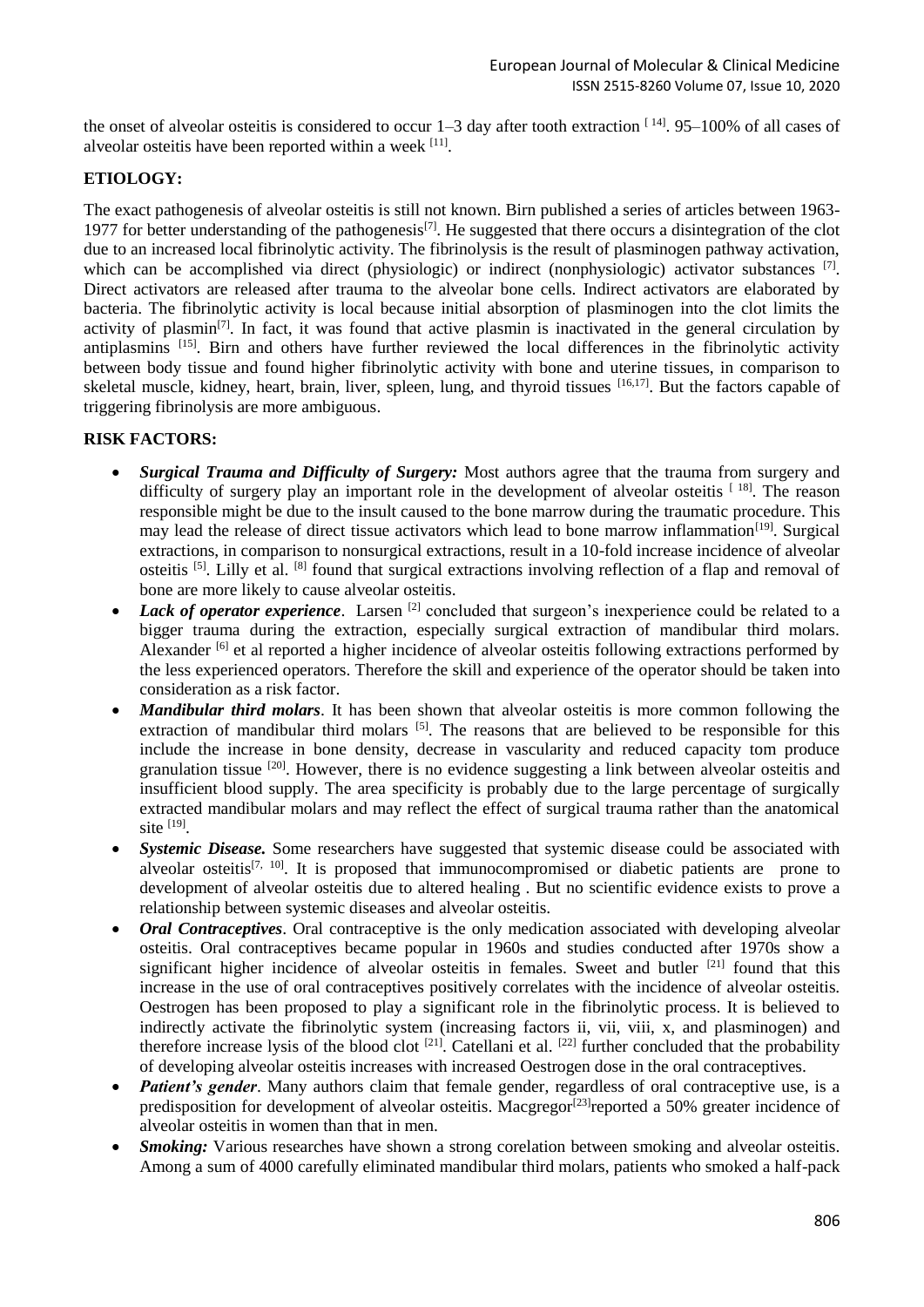the onset of alveolar osteitis is considered to occur 1–3 day after tooth extraction [14]. 95–100% of all cases of alveolar osteitis have been reported within a week [11].

## ETIOLOGY:

The exact pathogenesis of alveolar osteitis is still not known. Birn published a series of articles between 1963-1977 for better understanding of the pathogenesis[7]. He suggested that there occurs a disintegration of the clot due to an increased local fibrinolytic activity. The fibrinolysis is the result of plasminogen pathway activation, which can be accomplished via direct (physiologic) or indirect (nonphysiologic) activator substances [7]. Direct activators are released after trauma to the alveolar bone cells. Indirect activators are elaborated by bacteria. The fibrinolytic activity is local because initial absorption of plasminogen into the clot limits the activity of plasmin[7]. In fact, it was found that active plasmin is inactivated in the general circulation by antiplasmins [15]. Birn and others have further reviewed the local differences in the fibrinolytic activity between body tissue and found higher fibrinolytic activity with bone and uterine tissues, in comparison to skeletal muscle, kidney, heart, brain, liver, spleen, lung, and thyroid tissues [16,17]. But the factors capable of triggering fibrinolysis are more ambiguous.

## RISK FACTORS:

- ***Surgical Trauma and Difficulty of Surgery:*** Most authors agree that the trauma from surgery and difficulty of surgery play an important role in the development of alveolar osteitis [18]. The reason responsible might be due to the insult caused to the bone marrow during the traumatic procedure. This may lead the release of direct tissue activators which lead to bone marrow inflammation[19]. Surgical extractions, in comparison to nonsurgical extractions, result in a 10-fold increase incidence of alveolar osteitis [5]. Lilly et al. [8] found that surgical extractions involving reflection of a flap and removal of bone are more likely to cause alveolar osteitis.
- ***Lack of operator experience***. Larsen [2] concluded that surgeon's inexperience could be related to a bigger trauma during the extraction, especially surgical extraction of mandibular third molars. Alexander [6] et al reported a higher incidence of alveolar osteitis following extractions performed by the less experienced operators. Therefore the skill and experience of the operator should be taken into consideration as a risk factor.
- ***Mandibular third molars***. It has been shown that alveolar osteitis is more common following the extraction of mandibular third molars [5]. The reasons that are believed to be responsible for this include the increase in bone density, decrease in vascularity and reduced capacity tom produce granulation tissue [20]. However, there is no evidence suggesting a link between alveolar osteitis and insufficient blood supply. The area specificity is probably due to the large percentage of surgically extracted mandibular molars and may reflect the effect of surgical trauma rather than the anatomical site [19].
- ***Systemic Disease.*** Some researchers have suggested that systemic disease could be associated with alveolar osteitis[7, 10]. It is proposed that immunocompromised or diabetic patients are prone to development of alveolar osteitis due to altered healing . But no scientific evidence exists to prove a relationship between systemic diseases and alveolar osteitis.
- ***Oral Contraceptives***. Oral contraceptive is the only medication associated with developing alveolar osteitis. Oral contraceptives became popular in 1960s and studies conducted after 1970s show a significant higher incidence of alveolar osteitis in females. Sweet and butler [21] found that this increase in the use of oral contraceptives positively correlates with the incidence of alveolar osteitis. Oestrogen has been proposed to play a significant role in the fibrinolytic process. It is believed to indirectly activate the fibrinolytic system (increasing factors ii, vii, viii, x, and plasminogen) and therefore increase lysis of the blood clot [21]. Catellani et al. [22] further concluded that the probability of developing alveolar osteitis increases with increased Oestrogen dose in the oral contraceptives.
- ***Patient's gender***. Many authors claim that female gender, regardless of oral contraceptive use, is a predisposition for development of alveolar osteitis. Macgregor[23]reported a 50% greater incidence of alveolar osteitis in women than that in men.
- ***Smoking:*** Various researches have shown a strong corelation between smoking and alveolar osteitis. Among a sum of 4000 carefully eliminated mandibular third molars, patients who smoked a half-pack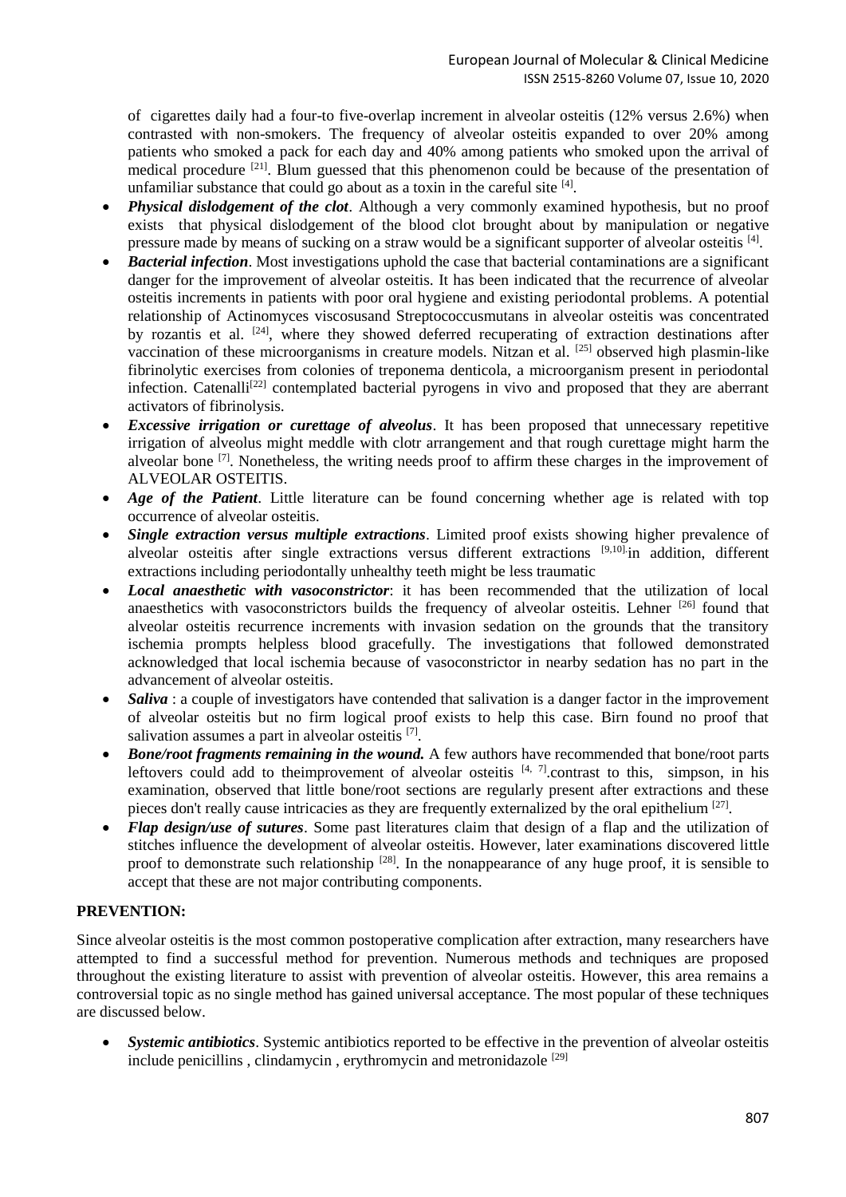of cigarettes daily had a four-to five-overlap increment in alveolar osteitis (12% versus 2.6%) when contrasted with non-smokers. The frequency of alveolar osteitis expanded to over 20% among patients who smoked a pack for each day and 40% among patients who smoked upon the arrival of medical procedure [21]. Blum guessed that this phenomenon could be because of the presentation of unfamiliar substance that could go about as a toxin in the careful site [4].

- ***Physical dislodgement of the clot***. Although a very commonly examined hypothesis, but no proof exists that physical dislodgement of the blood clot brought about by manipulation or negative pressure made by means of sucking on a straw would be a significant supporter of alveolar osteitis [4].
- ***Bacterial infection***. Most investigations uphold the case that bacterial contaminations are a significant danger for the improvement of alveolar osteitis. It has been indicated that the recurrence of alveolar osteitis increments in patients with poor oral hygiene and existing periodontal problems. A potential relationship of Actinomyces viscosusand Streptococcusmutans in alveolar osteitis was concentrated by rozantis et al. [24], where they showed deferred recuperating of extraction destinations after vaccination of these microorganisms in creature models. Nitzan et al. [25] observed high plasmin-like fibrinolytic exercises from colonies of treponema denticola, a microorganism present in periodontal infection. Catenalli[22] contemplated bacterial pyrogens in vivo and proposed that they are aberrant activators of fibrinolysis.
- ***Excessive irrigation or curettage of alveolus***. It has been proposed that unnecessary repetitive irrigation of alveolus might meddle with clotr arrangement and that rough curettage might harm the alveolar bone [7]. Nonetheless, the writing needs proof to affirm these charges in the improvement of ALVEOLAR OSTEITIS.
- ***Age of the Patient***. Little literature can be found concerning whether age is related with top occurrence of alveolar osteitis.
- ***Single extraction versus multiple extractions***. Limited proof exists showing higher prevalence of alveolar osteitis after single extractions versus different extractions [9,10].in addition, different extractions including periodontally unhealthy teeth might be less traumatic
- ***Local anaesthetic with vasoconstrictor***: it has been recommended that the utilization of local anaesthetics with vasoconstrictors builds the frequency of alveolar osteitis. Lehner [26] found that alveolar osteitis recurrence increments with invasion sedation on the grounds that the transitory ischemia prompts helpless blood gracefully. The investigations that followed demonstrated acknowledged that local ischemia because of vasoconstrictor in nearby sedation has no part in the advancement of alveolar osteitis.
- ***Saliva*** : a couple of investigators have contended that salivation is a danger factor in the improvement of alveolar osteitis but no firm logical proof exists to help this case. Birn found no proof that salivation assumes a part in alveolar osteitis [7].
- ***Bone/root fragments remaining in the wound.*** A few authors have recommended that bone/root parts leftovers could add to theimprovement of alveolar osteitis [4, 7].contrast to this, simpson, in his examination, observed that little bone/root sections are regularly present after extractions and these pieces don't really cause intricacies as they are frequently externalized by the oral epithelium [27].
- ***Flap design/use of sutures***. Some past literatures claim that design of a flap and the utilization of stitches influence the development of alveolar osteitis. However, later examinations discovered little proof to demonstrate such relationship [28]. In the nonappearance of any huge proof, it is sensible to accept that these are not major contributing components.

**PREVENTION:**

Since alveolar osteitis is the most common postoperative complication after extraction, many researchers have attempted to find a successful method for prevention. Numerous methods and techniques are proposed throughout the existing literature to assist with prevention of alveolar osteitis. However, this area remains a controversial topic as no single method has gained universal acceptance. The most popular of these techniques are discussed below.

- ***Systemic antibiotics***. Systemic antibiotics reported to be effective in the prevention of alveolar osteitis include penicillins , clindamycin , erythromycin and metronidazole [29]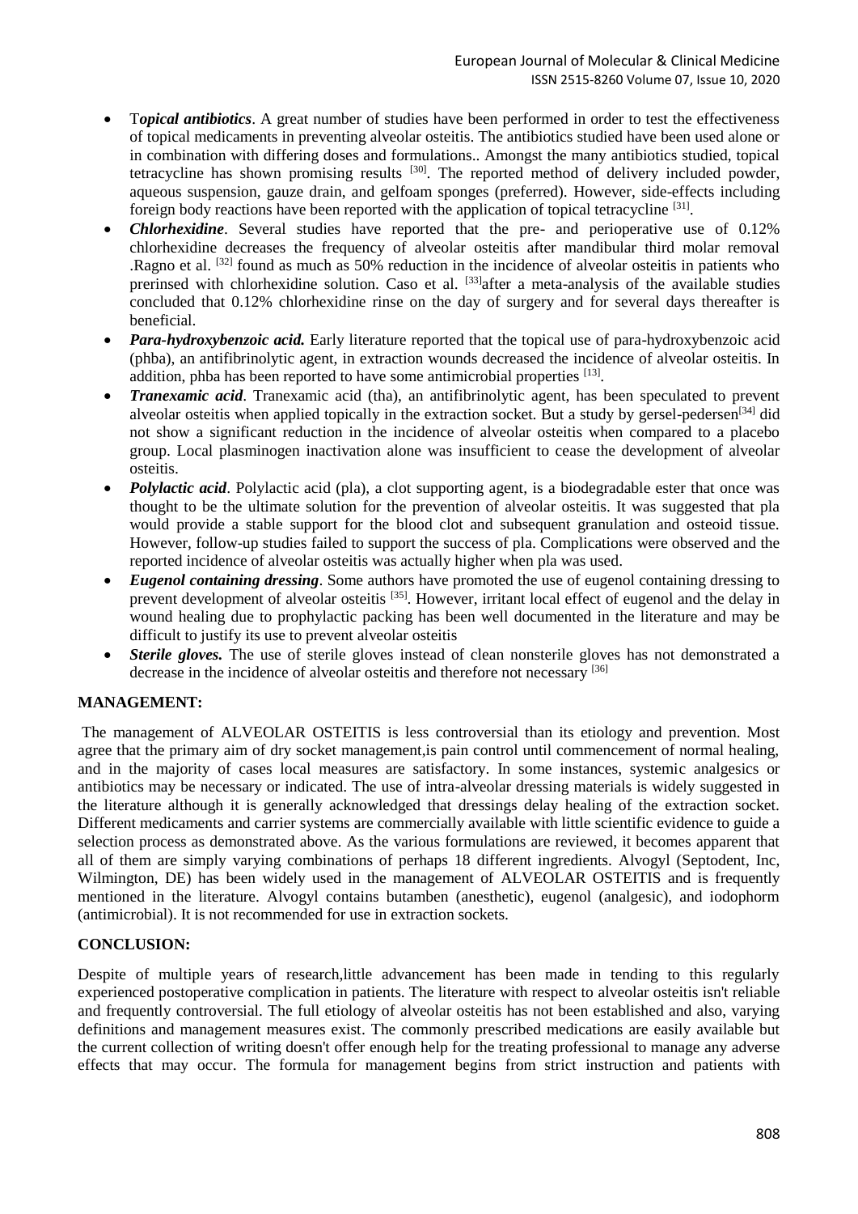- T***opical antibiotics***. A great number of studies have been performed in order to test the effectiveness of topical medicaments in preventing alveolar osteitis. The antibiotics studied have been used alone or in combination with differing doses and formulations.. Amongst the many antibiotics studied, topical tetracycline has shown promising results [30]. The reported method of delivery included powder, aqueous suspension, gauze drain, and gelfoam sponges (preferred). However, side-effects including foreign body reactions have been reported with the application of topical tetracycline [31].
- ***Chlorhexidine***. Several studies have reported that the pre- and perioperative use of 0.12% chlorhexidine decreases the frequency of alveolar osteitis after mandibular third molar removal .Ragno et al. [32] found as much as 50% reduction in the incidence of alveolar osteitis in patients who prerinsed with chlorhexidine solution. Caso et al. [33]after a meta-analysis of the available studies concluded that 0.12% chlorhexidine rinse on the day of surgery and for several days thereafter is beneficial.
- ***Para-hydroxybenzoic acid.*** Early literature reported that the topical use of para-hydroxybenzoic acid (phba), an antifibrinolytic agent, in extraction wounds decreased the incidence of alveolar osteitis. In addition, phba has been reported to have some antimicrobial properties [13].
- ***Tranexamic acid***. Tranexamic acid (tha), an antifibrinolytic agent, has been speculated to prevent alveolar osteitis when applied topically in the extraction socket. But a study by gersel-pedersen[34] did not show a significant reduction in the incidence of alveolar osteitis when compared to a placebo group. Local plasminogen inactivation alone was insufficient to cease the development of alveolar osteitis.
- ***Polylactic acid***. Polylactic acid (pla), a clot supporting agent, is a biodegradable ester that once was thought to be the ultimate solution for the prevention of alveolar osteitis. It was suggested that pla would provide a stable support for the blood clot and subsequent granulation and osteoid tissue. However, follow-up studies failed to support the success of pla. Complications were observed and the reported incidence of alveolar osteitis was actually higher when pla was used.
- ***Eugenol containing dressing***. Some authors have promoted the use of eugenol containing dressing to prevent development of alveolar osteitis [35]. However, irritant local effect of eugenol and the delay in wound healing due to prophylactic packing has been well documented in the literature and may be difficult to justify its use to prevent alveolar osteitis
- ***Sterile gloves.*** The use of sterile gloves instead of clean nonsterile gloves has not demonstrated a decrease in the incidence of alveolar osteitis and therefore not necessary [36]

**MANAGEMENT:**

The management of ALVEOLAR OSTEITIS is less controversial than its etiology and prevention. Most agree that the primary aim of dry socket management,is pain control until commencement of normal healing, and in the majority of cases local measures are satisfactory. In some instances, systemic analgesics or antibiotics may be necessary or indicated. The use of intra-alveolar dressing materials is widely suggested in the literature although it is generally acknowledged that dressings delay healing of the extraction socket. Different medicaments and carrier systems are commercially available with little scientific evidence to guide a selection process as demonstrated above. As the various formulations are reviewed, it becomes apparent that all of them are simply varying combinations of perhaps 18 different ingredients. Alvogyl (Septodent, Inc, Wilmington, DE) has been widely used in the management of ALVEOLAR OSTEITIS and is frequently mentioned in the literature. Alvogyl contains butamben (anesthetic), eugenol (analgesic), and iodophorm (antimicrobial). It is not recommended for use in extraction sockets.

**CONCLUSION:**

Despite of multiple years of research,little advancement has been made in tending to this regularly experienced postoperative complication in patients. The literature with respect to alveolar osteitis isn't reliable and frequently controversial. The full etiology of alveolar osteitis has not been established and also, varying definitions and management measures exist. The commonly prescribed medications are easily available but the current collection of writing doesn't offer enough help for the treating professional to manage any adverse effects that may occur. The formula for management begins from strict instruction and patients with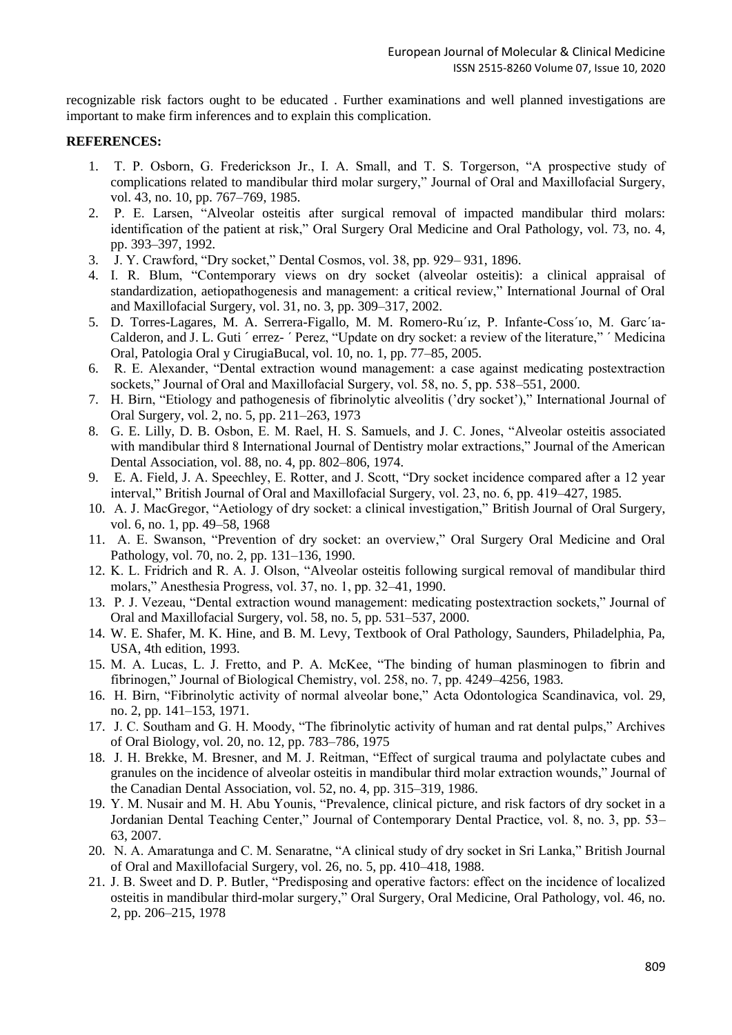recognizable risk factors ought to be educated . Further examinations and well planned investigations are important to make firm inferences and to explain this complication.

**REFERENCES:**

1. T. P. Osborn, G. Frederickson Jr., I. A. Small, and T. S. Torgerson, "A prospective study of complications related to mandibular third molar surgery," Journal of Oral and Maxillofacial Surgery, vol. 43, no. 10, pp. 767–769, 1985.
2. P. E. Larsen, "Alveolar osteitis after surgical removal of impacted mandibular third molars: identification of the patient at risk," Oral Surgery Oral Medicine and Oral Pathology, vol. 73, no. 4, pp. 393–397, 1992.
3. J. Y. Crawford, "Dry socket," Dental Cosmos, vol. 38, pp. 929– 931, 1896.
4. I. R. Blum, "Contemporary views on dry socket (alveolar osteitis): a clinical appraisal of standardization, aetiopathogenesis and management: a critical review," International Journal of Oral and Maxillofacial Surgery, vol. 31, no. 3, pp. 309–317, 2002.
5. D. Torres-Lagares, M. A. Serrera-Figallo, M. M. Romero-Ru´ız, P. Infante-Coss´ıo, M. Garc´ıa-Calderon, and J. L. Guti ´ errez- ´ Perez, "Update on dry socket: a review of the literature," ´ Medicina Oral, Patologia Oral y CirugiaBucal, vol. 10, no. 1, pp. 77–85, 2005.
6. R. E. Alexander, "Dental extraction wound management: a case against medicating postextraction sockets," Journal of Oral and Maxillofacial Surgery, vol. 58, no. 5, pp. 538–551, 2000.
7. H. Birn, "Etiology and pathogenesis of fibrinolytic alveolitis ('dry socket')," International Journal of Oral Surgery, vol. 2, no. 5, pp. 211–263, 1973
8. G. E. Lilly, D. B. Osbon, E. M. Rael, H. S. Samuels, and J. C. Jones, "Alveolar osteitis associated with mandibular third 8 International Journal of Dentistry molar extractions," Journal of the American Dental Association, vol. 88, no. 4, pp. 802–806, 1974.
9. E. A. Field, J. A. Speechley, E. Rotter, and J. Scott, "Dry socket incidence compared after a 12 year interval," British Journal of Oral and Maxillofacial Surgery, vol. 23, no. 6, pp. 419–427, 1985.
10. A. J. MacGregor, "Aetiology of dry socket: a clinical investigation," British Journal of Oral Surgery, vol. 6, no. 1, pp. 49–58, 1968
11. A. E. Swanson, "Prevention of dry socket: an overview," Oral Surgery Oral Medicine and Oral Pathology, vol. 70, no. 2, pp. 131–136, 1990.
12. K. L. Fridrich and R. A. J. Olson, "Alveolar osteitis following surgical removal of mandibular third molars," Anesthesia Progress, vol. 37, no. 1, pp. 32–41, 1990.
13. P. J. Vezeau, "Dental extraction wound management: medicating postextraction sockets," Journal of Oral and Maxillofacial Surgery, vol. 58, no. 5, pp. 531–537, 2000.
14. W. E. Shafer, M. K. Hine, and B. M. Levy, Textbook of Oral Pathology, Saunders, Philadelphia, Pa, USA, 4th edition, 1993.
15. M. A. Lucas, L. J. Fretto, and P. A. McKee, "The binding of human plasminogen to fibrin and fibrinogen," Journal of Biological Chemistry, vol. 258, no. 7, pp. 4249–4256, 1983.
16. H. Birn, "Fibrinolytic activity of normal alveolar bone," Acta Odontologica Scandinavica, vol. 29, no. 2, pp. 141–153, 1971.
17. J. C. Southam and G. H. Moody, "The fibrinolytic activity of human and rat dental pulps," Archives of Oral Biology, vol. 20, no. 12, pp. 783–786, 1975
18. J. H. Brekke, M. Bresner, and M. J. Reitman, "Effect of surgical trauma and polylactate cubes and granules on the incidence of alveolar osteitis in mandibular third molar extraction wounds," Journal of the Canadian Dental Association, vol. 52, no. 4, pp. 315–319, 1986.
19. Y. M. Nusair and M. H. Abu Younis, "Prevalence, clinical picture, and risk factors of dry socket in a Jordanian Dental Teaching Center," Journal of Contemporary Dental Practice, vol. 8, no. 3, pp. 53–63, 2007.
20. N. A. Amaratunga and C. M. Senaratne, "A clinical study of dry socket in Sri Lanka," British Journal of Oral and Maxillofacial Surgery, vol. 26, no. 5, pp. 410–418, 1988.
21. J. B. Sweet and D. P. Butler, "Predisposing and operative factors: effect on the incidence of localized osteitis in mandibular third-molar surgery," Oral Surgery, Oral Medicine, Oral Pathology, vol. 46, no. 2, pp. 206–215, 1978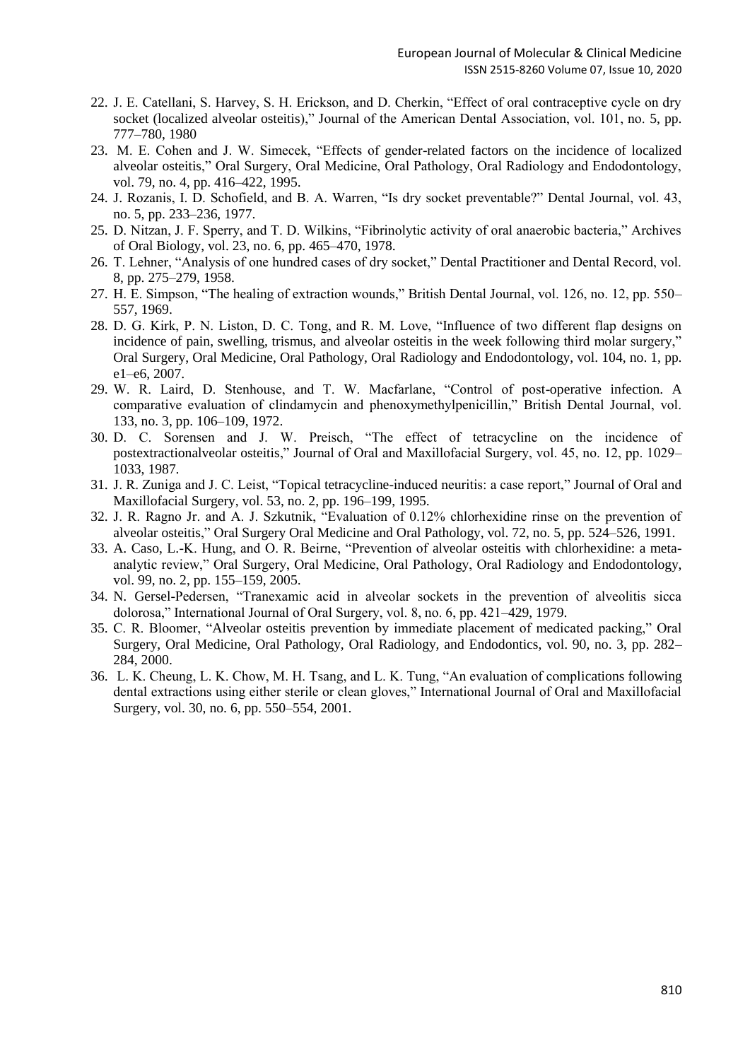22. J. E. Catellani, S. Harvey, S. H. Erickson, and D. Cherkin, "Effect of oral contraceptive cycle on dry socket (localized alveolar osteitis)," Journal of the American Dental Association, vol. 101, no. 5, pp. 777–780, 1980
23. M. E. Cohen and J. W. Simecek, "Effects of gender-related factors on the incidence of localized alveolar osteitis," Oral Surgery, Oral Medicine, Oral Pathology, Oral Radiology and Endodontology, vol. 79, no. 4, pp. 416–422, 1995.
24. J. Rozanis, I. D. Schofield, and B. A. Warren, "Is dry socket preventable?" Dental Journal, vol. 43, no. 5, pp. 233–236, 1977.
25. D. Nitzan, J. F. Sperry, and T. D. Wilkins, "Fibrinolytic activity of oral anaerobic bacteria," Archives of Oral Biology, vol. 23, no. 6, pp. 465–470, 1978.
26. T. Lehner, "Analysis of one hundred cases of dry socket," Dental Practitioner and Dental Record, vol. 8, pp. 275–279, 1958.
27. H. E. Simpson, "The healing of extraction wounds," British Dental Journal, vol. 126, no. 12, pp. 550–557, 1969.
28. D. G. Kirk, P. N. Liston, D. C. Tong, and R. M. Love, "Influence of two different flap designs on incidence of pain, swelling, trismus, and alveolar osteitis in the week following third molar surgery," Oral Surgery, Oral Medicine, Oral Pathology, Oral Radiology and Endodontology, vol. 104, no. 1, pp. e1–e6, 2007.
29. W. R. Laird, D. Stenhouse, and T. W. Macfarlane, "Control of post-operative infection. A comparative evaluation of clindamycin and phenoxymethylpenicillin," British Dental Journal, vol. 133, no. 3, pp. 106–109, 1972.
30. D. C. Sorensen and J. W. Preisch, "The effect of tetracycline on the incidence of postextractionalveolar osteitis," Journal of Oral and Maxillofacial Surgery, vol. 45, no. 12, pp. 1029–1033, 1987.
31. J. R. Zuniga and J. C. Leist, "Topical tetracycline-induced neuritis: a case report," Journal of Oral and Maxillofacial Surgery, vol. 53, no. 2, pp. 196–199, 1995.
32. J. R. Ragno Jr. and A. J. Szkutnik, "Evaluation of 0.12% chlorhexidine rinse on the prevention of alveolar osteitis," Oral Surgery Oral Medicine and Oral Pathology, vol. 72, no. 5, pp. 524–526, 1991.
33. A. Caso, L.-K. Hung, and O. R. Beirne, "Prevention of alveolar osteitis with chlorhexidine: a meta-analytic review," Oral Surgery, Oral Medicine, Oral Pathology, Oral Radiology and Endodontology, vol. 99, no. 2, pp. 155–159, 2005.
34. N. Gersel-Pedersen, "Tranexamic acid in alveolar sockets in the prevention of alveolitis sicca dolorosa," International Journal of Oral Surgery, vol. 8, no. 6, pp. 421–429, 1979.
35. C. R. Bloomer, "Alveolar osteitis prevention by immediate placement of medicated packing," Oral Surgery, Oral Medicine, Oral Pathology, Oral Radiology, and Endodontics, vol. 90, no. 3, pp. 282–284, 2000.
36. L. K. Cheung, L. K. Chow, M. H. Tsang, and L. K. Tung, "An evaluation of complications following dental extractions using either sterile or clean gloves," International Journal of Oral and Maxillofacial Surgery, vol. 30, no. 6, pp. 550–554, 2001.